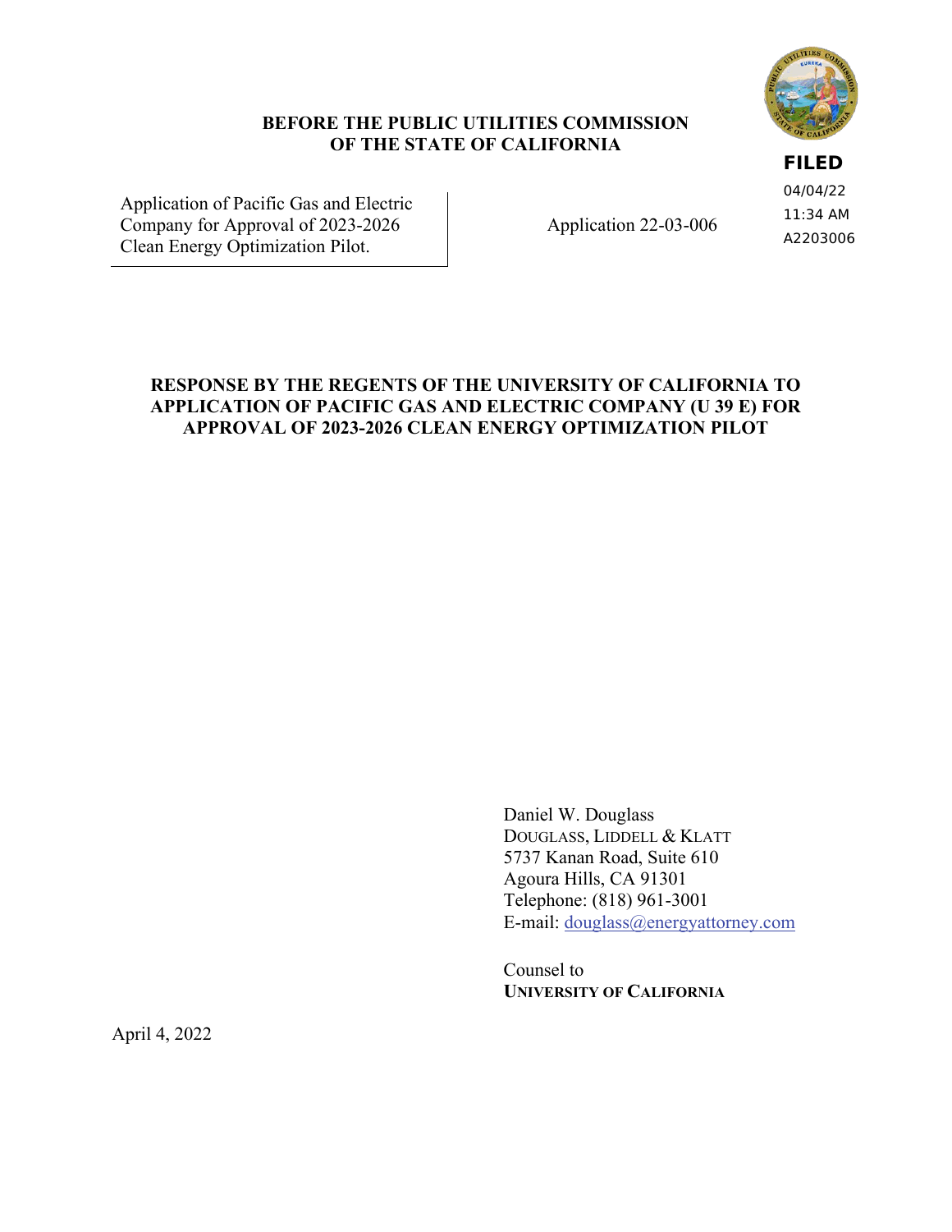**BEFORE THE PUBLIC UTILITIES COMMISSION OF THE STATE OF CALIFORNIA**

**FILED**
04/04/22
11:34 AM
A2203006

| Application of Pacific Gas and Electric Company for Approval of 2023-2026 Clean Energy Optimization Pilot. | Application 22-03-006 |
|---|---|

**RESPONSE BY THE REGENTS OF THE UNIVERSITY OF CALIFORNIA TO APPLICATION OF PACIFIC GAS AND ELECTRIC COMPANY (U 39 E) FOR APPROVAL OF 2023-2026 CLEAN ENERGY OPTIMIZATION PILOT**

Daniel W. Douglass
DOUGLASS, LIDDELL & KLATT
5737 Kanan Road, Suite 610
Agoura Hills, CA 91301
Telephone: (818) 961-3001
E-mail: douglass@energyattorney.com

Counsel to
**UNIVERSITY OF CALIFORNIA**

April 4, 2022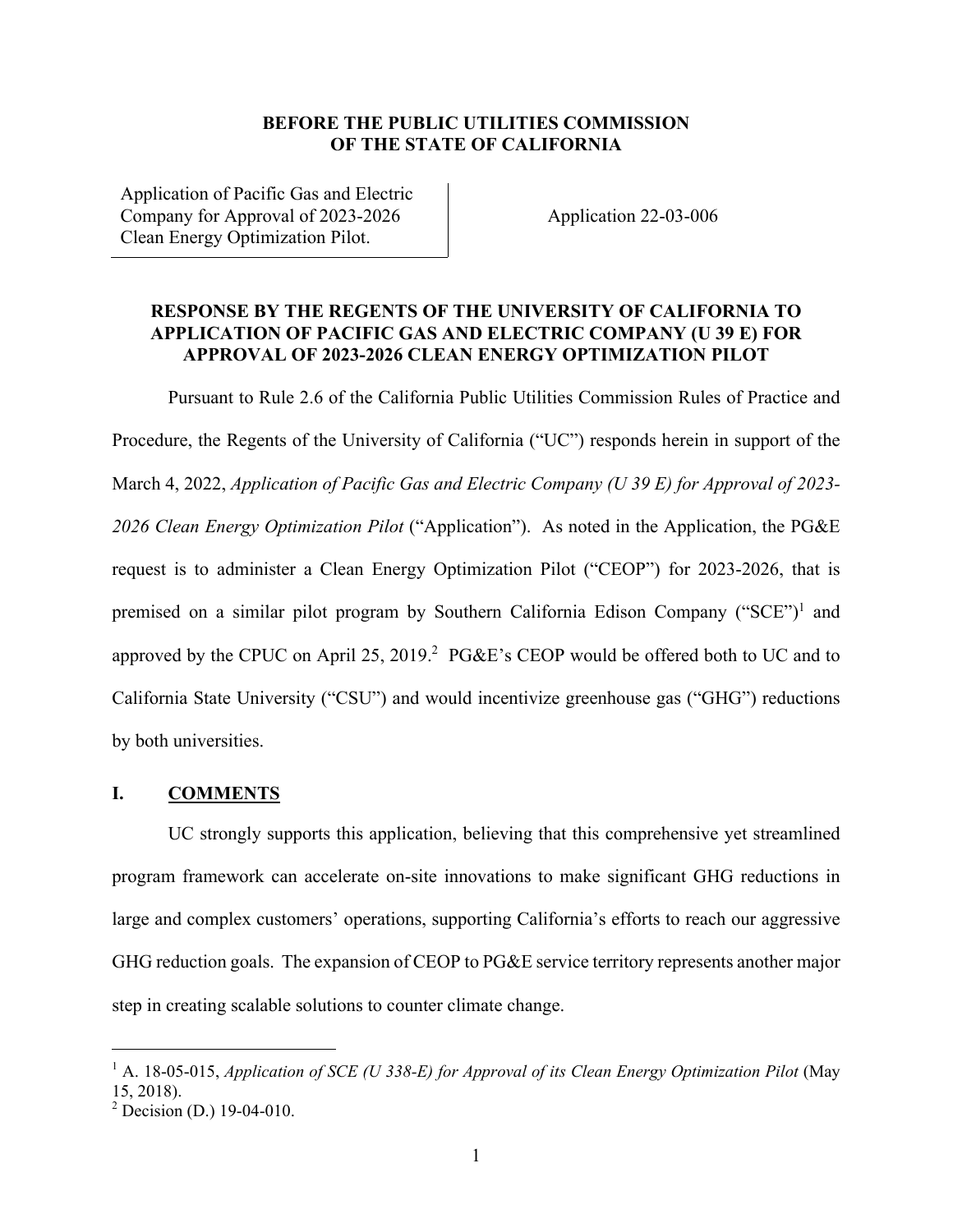**BEFORE THE PUBLIC UTILITIES COMMISSION OF THE STATE OF CALIFORNIA**

| | |
|---|---|
| Application of Pacific Gas and Electric Company for Approval of 2023-2026 Clean Energy Optimization Pilot. | Application 22-03-006 |

**RESPONSE BY THE REGENTS OF THE UNIVERSITY OF CALIFORNIA TO APPLICATION OF PACIFIC GAS AND ELECTRIC COMPANY (U 39 E) FOR APPROVAL OF 2023-2026 CLEAN ENERGY OPTIMIZATION PILOT**

Pursuant to Rule 2.6 of the California Public Utilities Commission Rules of Practice and Procedure, the Regents of the University of California ("UC") responds herein in support of the March 4, 2022, *Application of Pacific Gas and Electric Company (U 39 E) for Approval of 2023-2026 Clean Energy Optimization Pilot* ("Application"). As noted in the Application, the PG&E request is to administer a Clean Energy Optimization Pilot ("CEOP") for 2023-2026, that is premised on a similar pilot program by Southern California Edison Company ("SCE")[1] and approved by the CPUC on April 25, 2019.[2] PG&E's CEOP would be offered both to UC and to California State University ("CSU") and would incentivize greenhouse gas ("GHG") reductions by both universities.

## I. COMMENTS

UC strongly supports this application, believing that this comprehensive yet streamlined program framework can accelerate on-site innovations to make significant GHG reductions in large and complex customers' operations, supporting California's efforts to reach our aggressive GHG reduction goals. The expansion of CEOP to PG&E service territory represents another major step in creating scalable solutions to counter climate change.

---

[1] A. 18-05-015, *Application of SCE (U 338-E) for Approval of its Clean Energy Optimization Pilot* (May 15, 2018).

[2] Decision (D.) 19-04-010.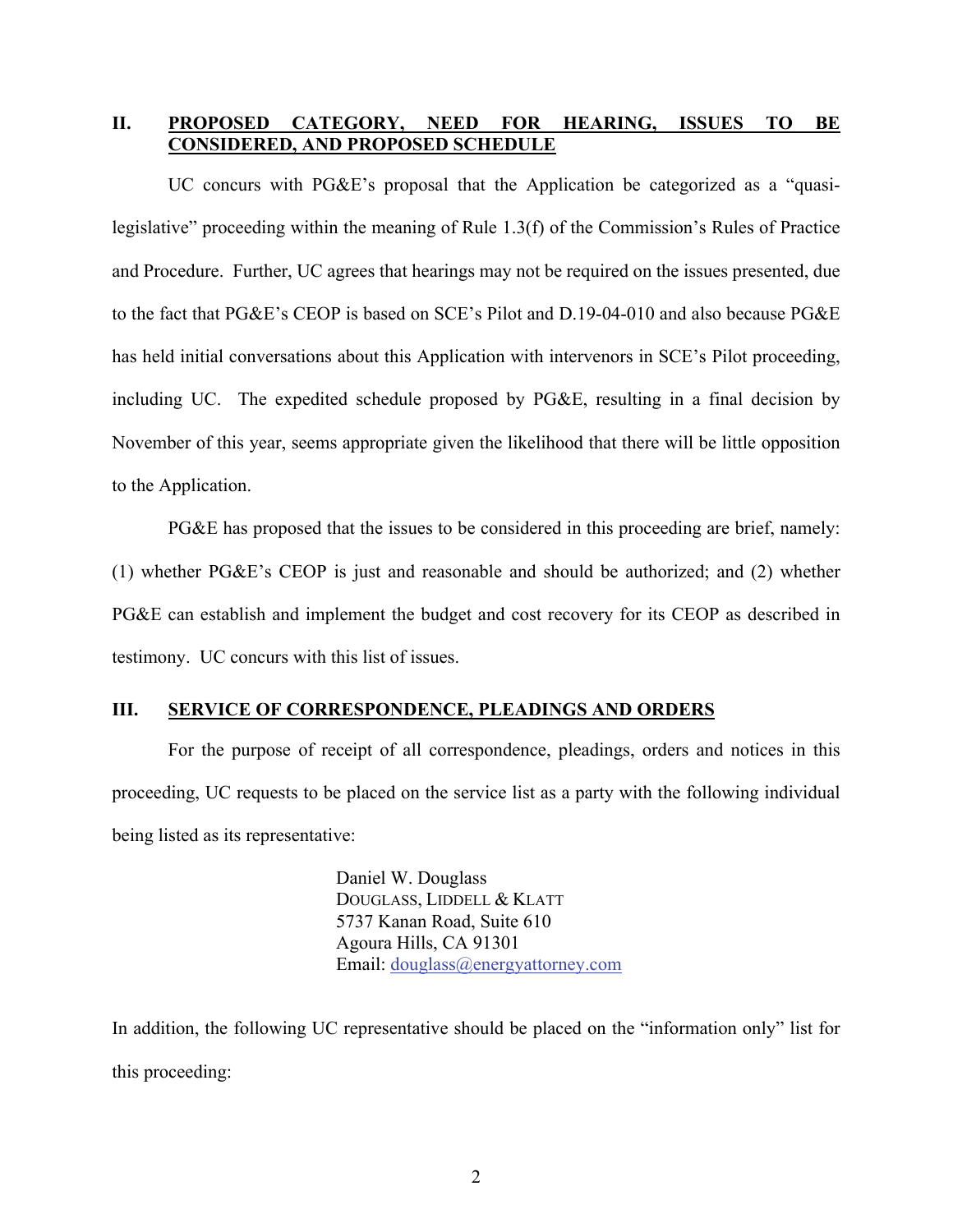## II. PROPOSED CATEGORY, NEED FOR HEARING, ISSUES TO BE CONSIDERED, AND PROPOSED SCHEDULE

UC concurs with PG&E's proposal that the Application be categorized as a "quasi-legislative" proceeding within the meaning of Rule 1.3(f) of the Commission's Rules of Practice and Procedure. Further, UC agrees that hearings may not be required on the issues presented, due to the fact that PG&E's CEOP is based on SCE's Pilot and D.19-04-010 and also because PG&E has held initial conversations about this Application with intervenors in SCE's Pilot proceeding, including UC. The expedited schedule proposed by PG&E, resulting in a final decision by November of this year, seems appropriate given the likelihood that there will be little opposition to the Application.

PG&E has proposed that the issues to be considered in this proceeding are brief, namely: (1) whether PG&E's CEOP is just and reasonable and should be authorized; and (2) whether PG&E can establish and implement the budget and cost recovery for its CEOP as described in testimony. UC concurs with this list of issues.

## III. SERVICE OF CORRESPONDENCE, PLEADINGS AND ORDERS

For the purpose of receipt of all correspondence, pleadings, orders and notices in this proceeding, UC requests to be placed on the service list as a party with the following individual being listed as its representative:

> Daniel W. Douglass
> DOUGLASS, LIDDELL & KLATT
> 5737 Kanan Road, Suite 610
> Agoura Hills, CA 91301
> Email: douglass@energyattorney.com

In addition, the following UC representative should be placed on the "information only" list for this proceeding: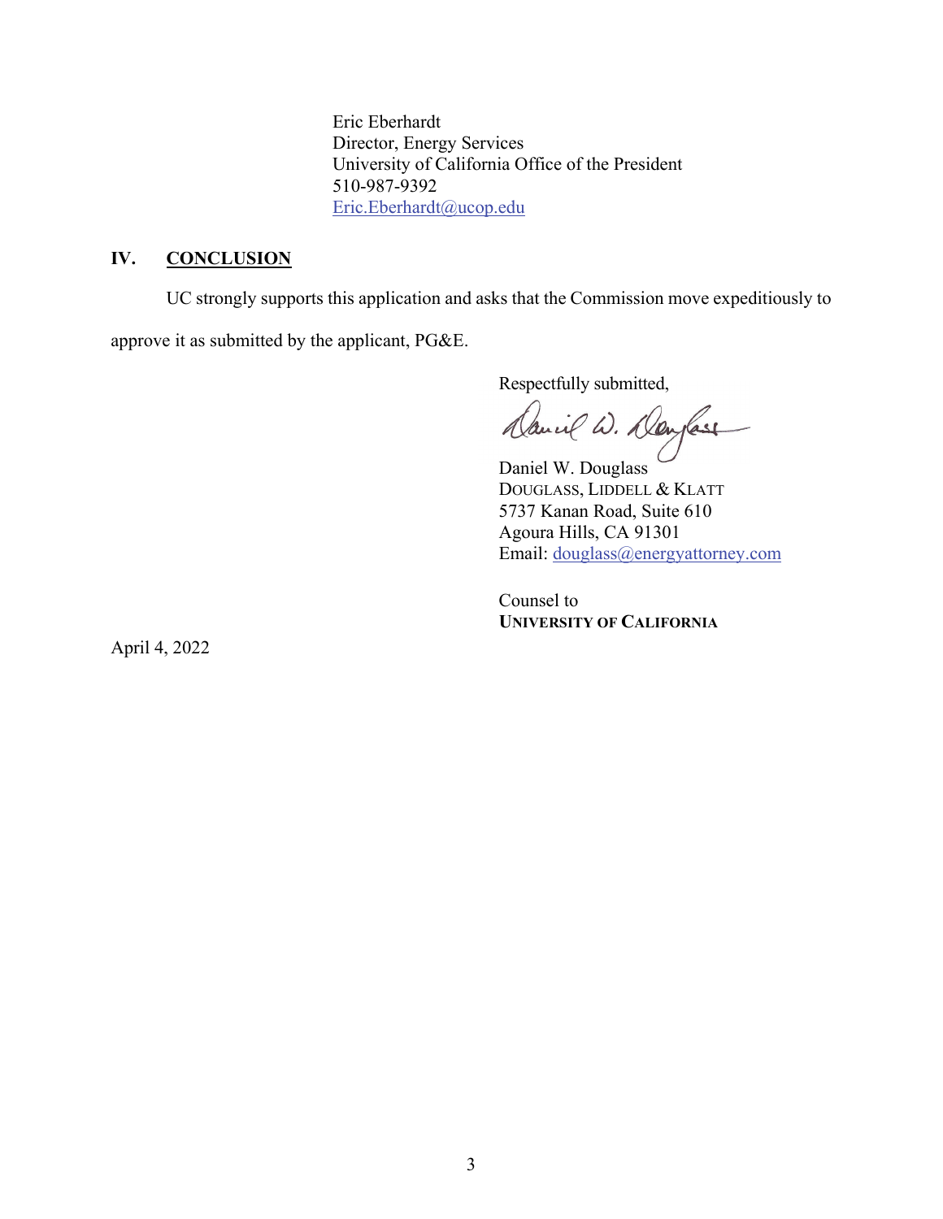Eric Eberhardt
Director, Energy Services
University of California Office of the President
510-987-9392
Eric.Eberhardt@ucop.edu

## IV. CONCLUSION

UC strongly supports this application and asks that the Commission move expeditiously to approve it as submitted by the applicant, PG&E.

Respectfully submitted,

Daniel W. Douglass
DOUGLASS, LIDDELL & KLATT
5737 Kanan Road, Suite 610
Agoura Hills, CA 91301
Email: douglass@energyattorney.com

Counsel to
**UNIVERSITY OF CALIFORNIA**

April 4, 2022